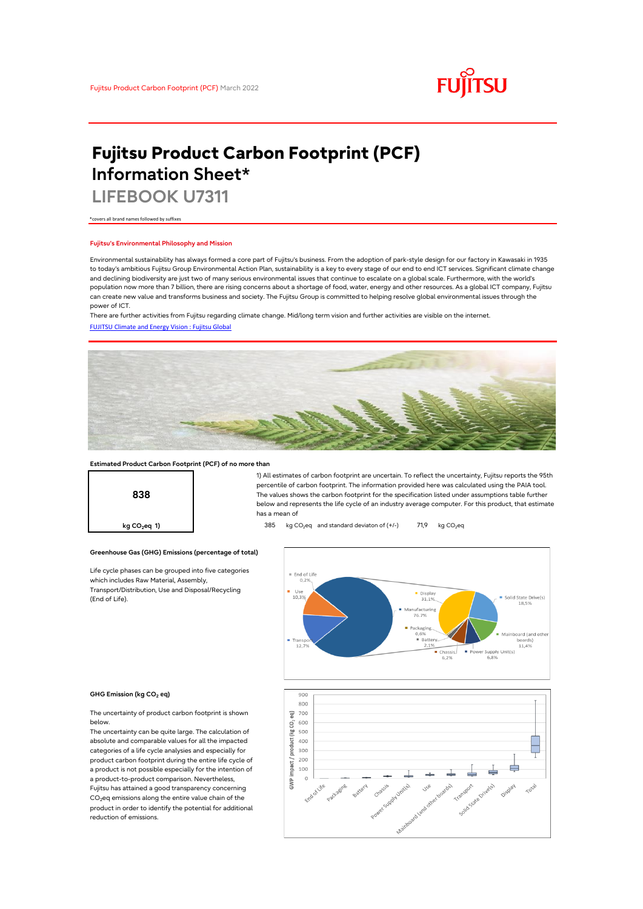Fujitsu Product Carbon Footprint (PCF) March 2022

# Fujitsu Product Carbon Footprint (PCF) Information Sheet*

## LIFEBOOK U7311

*covers all brand names followed by suffixes

### Fujitsu's Environmental Philosophy and Mission

Environmental sustainability has always formed a core part of Fujitsu's business. From the adoption of park-style design for our factory in Kawasaki in 1935 to today's ambitious Fujitsu Group Environmental Action Plan, sustainability is a key to every stage of our end to end ICT services. Significant climate change and declining biodiversity are just two of many serious environmental issues that continue to escalate on a global scale. Furthermore, with the world's population now more than 7 billion, there are rising concerns about a shortage of food, water, energy and other resources. As a global ICT company, Fujitsu can create new value and transforms business and society. The Fujitsu Group is committed to helping resolve global environmental issues through the power of ICT.

There are further activities from Fujitsu regarding climate change. Mid/long term vision and further activities are visible on the internet.

[FUJITSU Climate and Energy Vision : Fujitsu Global]

### Estimated Product Carbon Footprint (PCF) of no more than

**838**

**kg $CO_2$eq 1)**

1) All estimates of carbon footprint are uncertain. To reflect the uncertainty, Fujitsu reports the 95th percentile of carbon footprint. The information provided here was calculated using the PAIA tool. The values shows the carbon footprint for the specification listed under assumptions table further below and represents the life cycle of an industry average computer. For this product, that estimate has a mean of

385 kg $CO_2$eq and standard deviaton of (+/-) 71,9 kg $CO_2$eq

### Greenhouse Gas (GHG) Emissions (percentage of total)

Life cycle phases can be grouped into five categories which includes Raw Material, Assembly, Transport/Distribution, Use and Disposal/Recycling (End of Life).

| Life cycle phase | Share |
|---|---|
| End of Life | 0,2% |
| Use | 10,3% |
| Transport | 12,7% |
| Manufacturing | 76,7% |

| Manufacturing breakdown | Share |
|---|---|
| Display | 31,1% |
| Solid State Drive(s) | 18,5% |
| Mainboard (and other boards) | 11,4% |
| Power Supply Unit(s) | 6,8% |
| Chassis | 6,2% |
| Battery | 2,1% |
| Packaging | 0,6% |

### GHG Emission (kg $CO_2$ eq)

The uncertainty of product carbon footprint is shown below.

The uncertainty can be quite large. The calculation of absolute and comparable values for all the impacted categories of a life cycle analyses and especially for product carbon footprint during the entire life cycle of a product is not possible especially for the intention of a product-to-product comparison. Nevertheless, Fujitsu has attained a good transparency concerning $CO_2$eq emissions along the entire value chain of the product in order to identify the potential for additional reduction of emissions.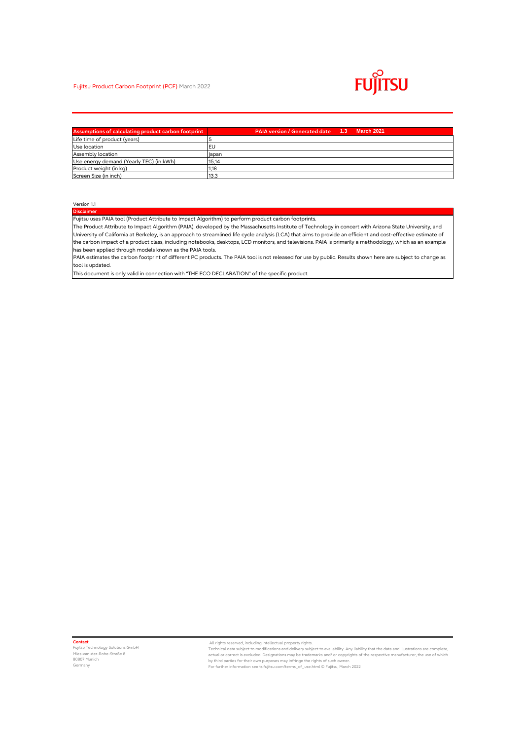Fujitsu Product Carbon Footprint (PCF) March 2022

| Assumptions of calculating product carbon footprint | PAIA version / Generated date 1.3 March 2021 |
|---|---|
| Life time of product (years) | 5 |
| Use location | EU |
| Assembly location | Japan |
| Use energy demand (Yearly TEC) (in kWh) | 15,14 |
| Product weight (in kg) | 1,18 |
| Screen Size (in inch) | 13.3 |

Version 1.1

**Disclaimer**

Fujitsu uses PAIA tool (Product Attribute to Impact Algorithm) to perform product carbon footprints.

The Product Attribute to Impact Algorithm (PAIA), developed by the Massachusetts Institute of Technology in concert with Arizona State University, and University of California at Berkeley, is an approach to streamlined life cycle analysis (LCA) that aims to provide an efficient and cost-effective estimate of the carbon impact of a product class, including notebooks, desktops, LCD monitors, and televisions. PAIA is primarily a methodology, which as an example has been applied through models known as the PAIA tools.

PAIA estimates the carbon footprint of different PC products. The PAIA tool is not released for use by public. Results shown here are subject to change as tool is updated.

This document is only valid in connection with "THE ECO DECLARATION" of the specific product.

**Contact**
Fujitsu Technology Solutions GmbH
Mies-van-der-Rohe-Straße 8
80807 Munich
Germany

All rights reserved, including intellectual property rights.
Technical data subject to modifications and delivery subject to availability. Any liability that the data and illustrations are complete, actual or correct is excluded. Designations may be trademarks and/ or copyrights of the respective manufacturer, the use of which by third parties for their own purposes may infringe the rights of such owner.
For further information see ts.fujitsu.com/terms_of_use.html © Fujitsu, March 2022